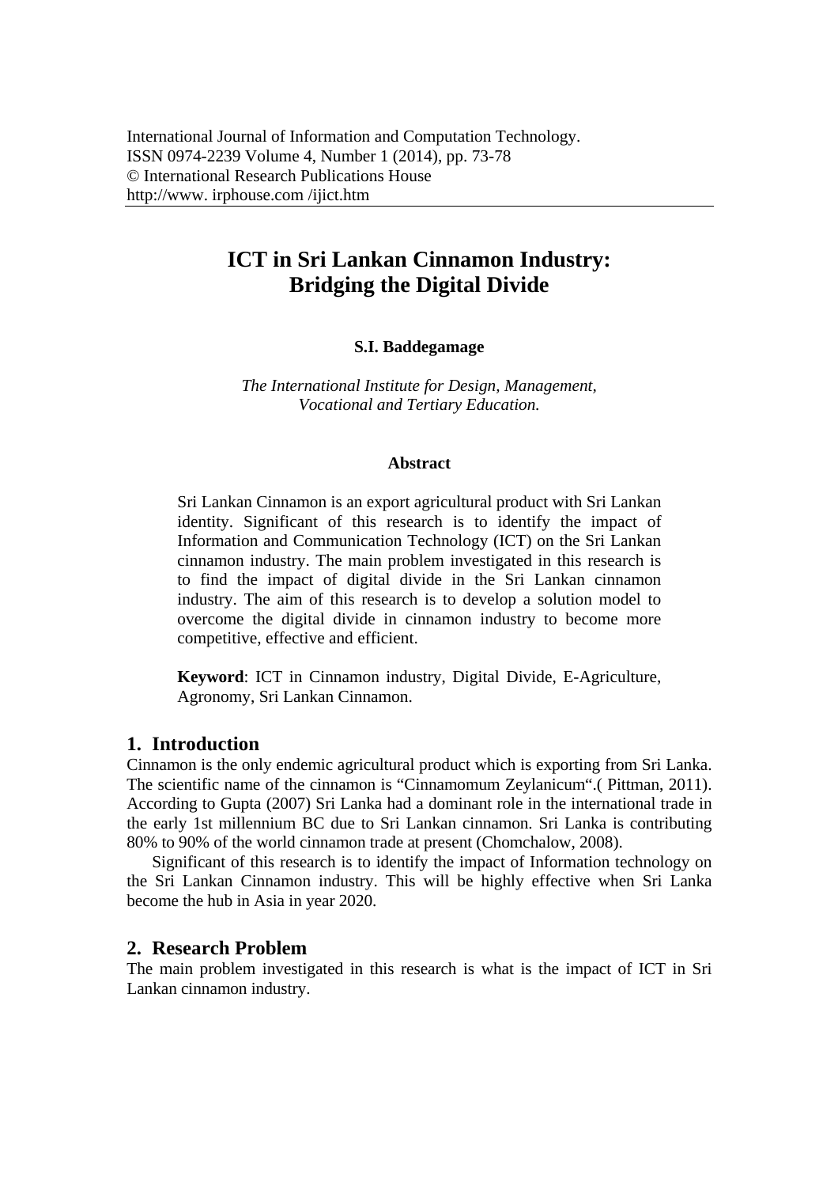# ICT in Sri Lankan Cinnamon Industry: Bridging the Digital Divide

**S.I. Baddegamage**

*The International Institute for Design, Management, Vocational and Tertiary Education.*

**Abstract**

Sri Lankan Cinnamon is an export agricultural product with Sri Lankan identity. Significant of this research is to identify the impact of Information and Communication Technology (ICT) on the Sri Lankan cinnamon industry. The main problem investigated in this research is to find the impact of digital divide in the Sri Lankan cinnamon industry. The aim of this research is to develop a solution model to overcome the digital divide in cinnamon industry to become more competitive, effective and efficient.

**Keyword**: ICT in Cinnamon industry, Digital Divide, E-Agriculture, Agronomy, Sri Lankan Cinnamon.

## 1. Introduction

Cinnamon is the only endemic agricultural product which is exporting from Sri Lanka. The scientific name of the cinnamon is "Cinnamomum Zeylanicum".( Pittman, 2011). According to Gupta (2007) Sri Lanka had a dominant role in the international trade in the early 1st millennium BC due to Sri Lankan cinnamon. Sri Lanka is contributing 80% to 90% of the world cinnamon trade at present (Chomchalow, 2008).

Significant of this research is to identify the impact of Information technology on the Sri Lankan Cinnamon industry. This will be highly effective when Sri Lanka become the hub in Asia in year 2020.

## 2. Research Problem

The main problem investigated in this research is what is the impact of ICT in Sri Lankan cinnamon industry.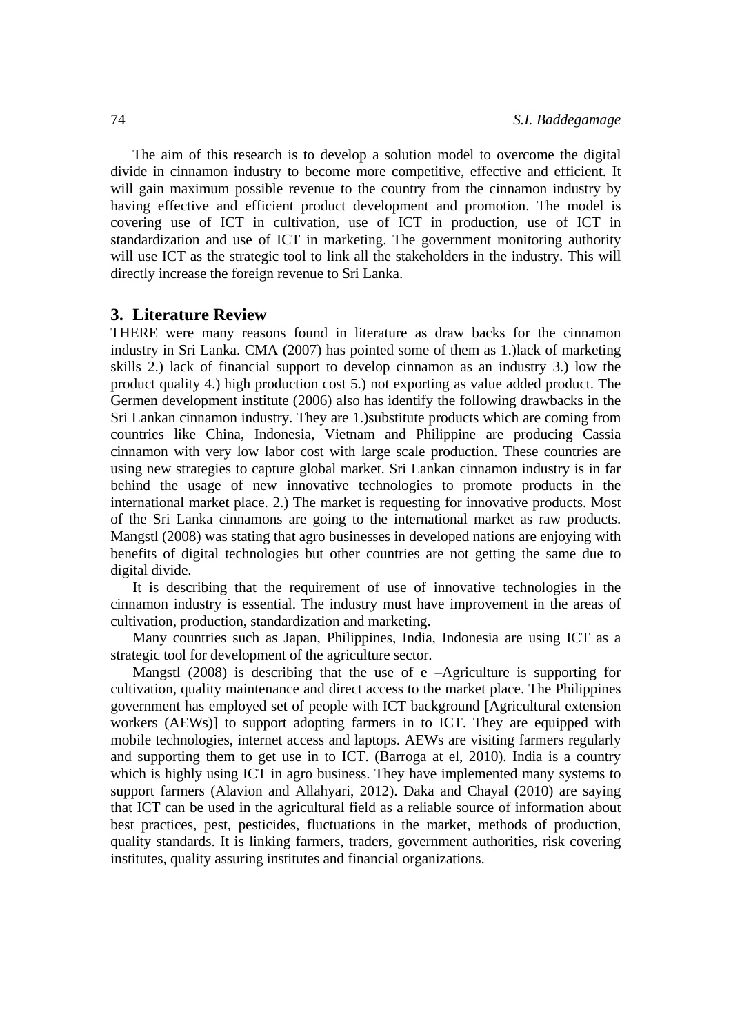The aim of this research is to develop a solution model to overcome the digital divide in cinnamon industry to become more competitive, effective and efficient. It will gain maximum possible revenue to the country from the cinnamon industry by having effective and efficient product development and promotion. The model is covering use of ICT in cultivation, use of ICT in production, use of ICT in standardization and use of ICT in marketing. The government monitoring authority will use ICT as the strategic tool to link all the stakeholders in the industry. This will directly increase the foreign revenue to Sri Lanka.

## 3. Literature Review

THERE were many reasons found in literature as draw backs for the cinnamon industry in Sri Lanka. CMA (2007) has pointed some of them as 1.)lack of marketing skills 2.) lack of financial support to develop cinnamon as an industry 3.) low the product quality 4.) high production cost 5.) not exporting as value added product. The Germen development institute (2006) also has identify the following drawbacks in the Sri Lankan cinnamon industry. They are 1.)substitute products which are coming from countries like China, Indonesia, Vietnam and Philippine are producing Cassia cinnamon with very low labor cost with large scale production. These countries are using new strategies to capture global market. Sri Lankan cinnamon industry is in far behind the usage of new innovative technologies to promote products in the international market place. 2.) The market is requesting for innovative products. Most of the Sri Lanka cinnamons are going to the international market as raw products. Mangstl (2008) was stating that agro businesses in developed nations are enjoying with benefits of digital technologies but other countries are not getting the same due to digital divide.

It is describing that the requirement of use of innovative technologies in the cinnamon industry is essential. The industry must have improvement in the areas of cultivation, production, standardization and marketing.

Many countries such as Japan, Philippines, India, Indonesia are using ICT as a strategic tool for development of the agriculture sector.

Mangstl (2008) is describing that the use of e –Agriculture is supporting for cultivation, quality maintenance and direct access to the market place. The Philippines government has employed set of people with ICT background [Agricultural extension workers (AEWs)] to support adopting farmers in to ICT. They are equipped with mobile technologies, internet access and laptops. AEWs are visiting farmers regularly and supporting them to get use in to ICT. (Barroga at el, 2010). India is a country which is highly using ICT in agro business. They have implemented many systems to support farmers (Alavion and Allahyari, 2012). Daka and Chayal (2010) are saying that ICT can be used in the agricultural field as a reliable source of information about best practices, pest, pesticides, fluctuations in the market, methods of production, quality standards. It is linking farmers, traders, government authorities, risk covering institutes, quality assuring institutes and financial organizations.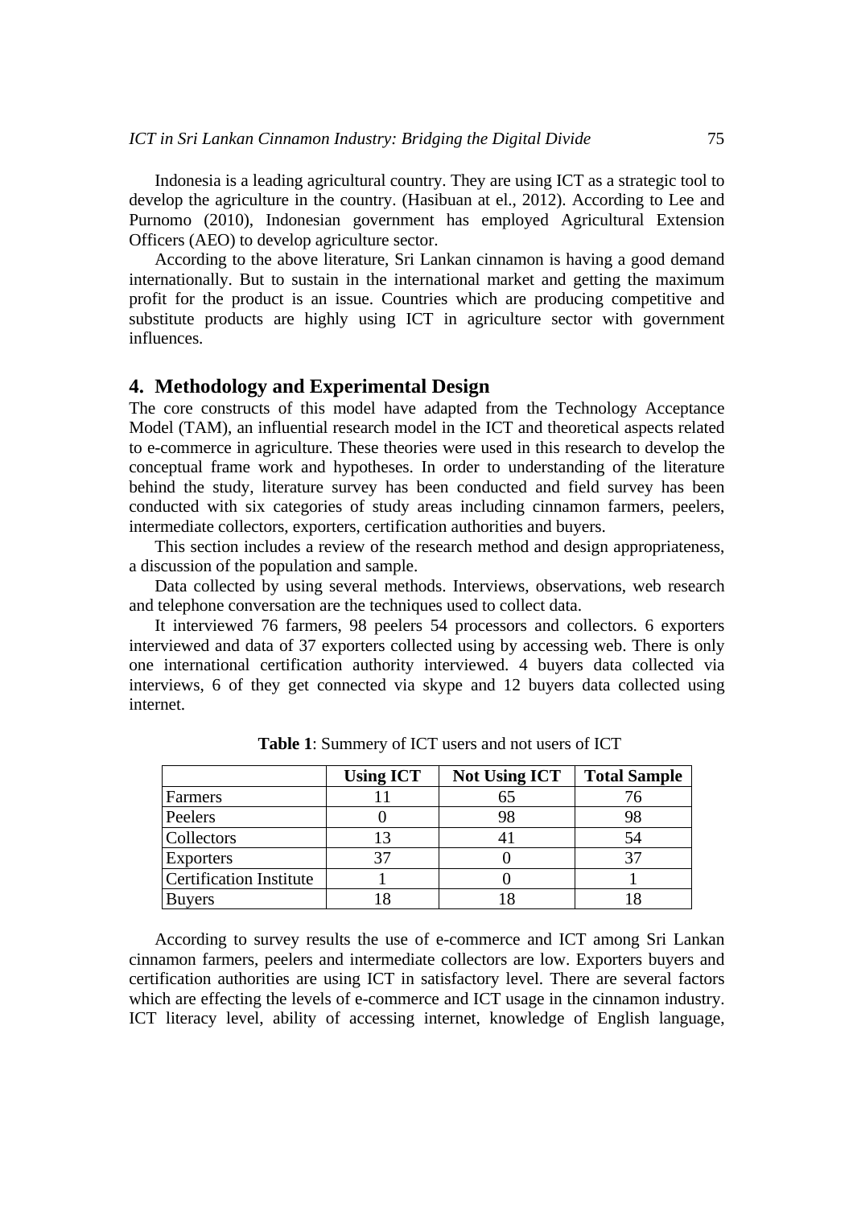Indonesia is a leading agricultural country. They are using ICT as a strategic tool to develop the agriculture in the country. (Hasibuan at el., 2012). According to Lee and Purnomo (2010), Indonesian government has employed Agricultural Extension Officers (AEO) to develop agriculture sector.

According to the above literature, Sri Lankan cinnamon is having a good demand internationally. But to sustain in the international market and getting the maximum profit for the product is an issue. Countries which are producing competitive and substitute products are highly using ICT in agriculture sector with government influences.

## 4. Methodology and Experimental Design

The core constructs of this model have adapted from the Technology Acceptance Model (TAM), an influential research model in the ICT and theoretical aspects related to e-commerce in agriculture. These theories were used in this research to develop the conceptual frame work and hypotheses. In order to understanding of the literature behind the study, literature survey has been conducted and field survey has been conducted with six categories of study areas including cinnamon farmers, peelers, intermediate collectors, exporters, certification authorities and buyers.

This section includes a review of the research method and design appropriateness, a discussion of the population and sample.

Data collected by using several methods. Interviews, observations, web research and telephone conversation are the techniques used to collect data.

It interviewed 76 farmers, 98 peelers 54 processors and collectors. 6 exporters interviewed and data of 37 exporters collected using by accessing web. There is only one international certification authority interviewed. 4 buyers data collected via interviews, 6 of they get connected via skype and 12 buyers data collected using internet.

**Table 1**: Summery of ICT users and not users of ICT

| | Using ICT | Not Using ICT | Total Sample |
|---|---|---|---|
| Farmers | 11 | 65 | 76 |
| Peelers | 0 | 98 | 98 |
| Collectors | 13 | 41 | 54 |
| Exporters | 37 | 0 | 37 |
| Certification Institute | 1 | 0 | 1 |
| Buyers | 18 | 18 | 18 |

According to survey results the use of e-commerce and ICT among Sri Lankan cinnamon farmers, peelers and intermediate collectors are low. Exporters buyers and certification authorities are using ICT in satisfactory level. There are several factors which are effecting the levels of e-commerce and ICT usage in the cinnamon industry. ICT literacy level, ability of accessing internet, knowledge of English language,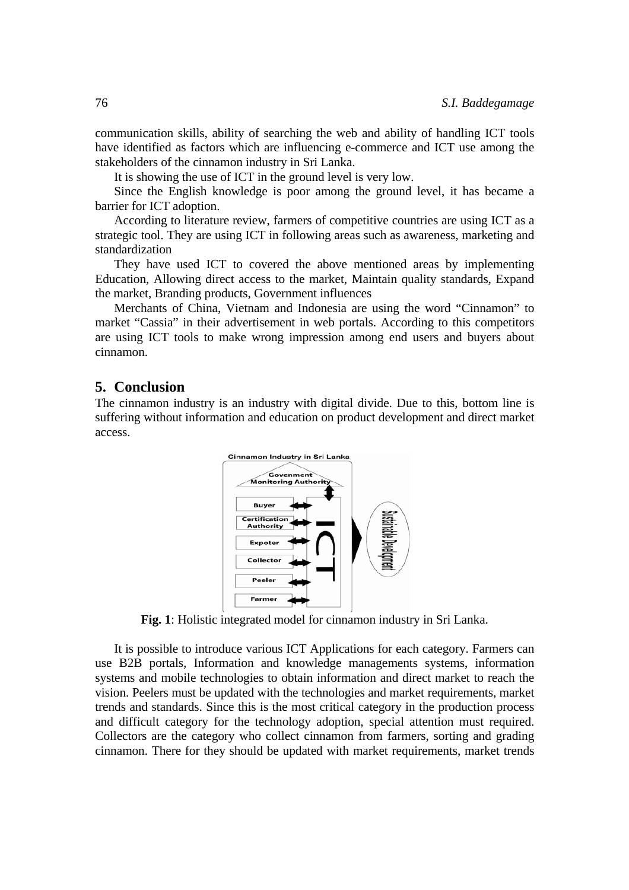communication skills, ability of searching the web and ability of handling ICT tools have identified as factors which are influencing e-commerce and ICT use among the stakeholders of the cinnamon industry in Sri Lanka.

It is showing the use of ICT in the ground level is very low.

Since the English knowledge is poor among the ground level, it has became a barrier for ICT adoption.

According to literature review, farmers of competitive countries are using ICT as a strategic tool. They are using ICT in following areas such as awareness, marketing and standardization

They have used ICT to covered the above mentioned areas by implementing Education, Allowing direct access to the market, Maintain quality standards, Expand the market, Branding products, Government influences

Merchants of China, Vietnam and Indonesia are using the word "Cinnamon" to market "Cassia" in their advertisement in web portals. According to this competitors are using ICT tools to make wrong impression among end users and buyers about cinnamon.

## 5. Conclusion

The cinnamon industry is an industry with digital divide. Due to this, bottom line is suffering without information and education on product development and direct market access.

**Fig. 1**: Holistic integrated model for cinnamon industry in Sri Lanka.

It is possible to introduce various ICT Applications for each category. Farmers can use B2B portals, Information and knowledge managements systems, information systems and mobile technologies to obtain information and direct market to reach the vision. Peelers must be updated with the technologies and market requirements, market trends and standards. Since this is the most critical category in the production process and difficult category for the technology adoption, special attention must required. Collectors are the category who collect cinnamon from farmers, sorting and grading cinnamon. There for they should be updated with market requirements, market trends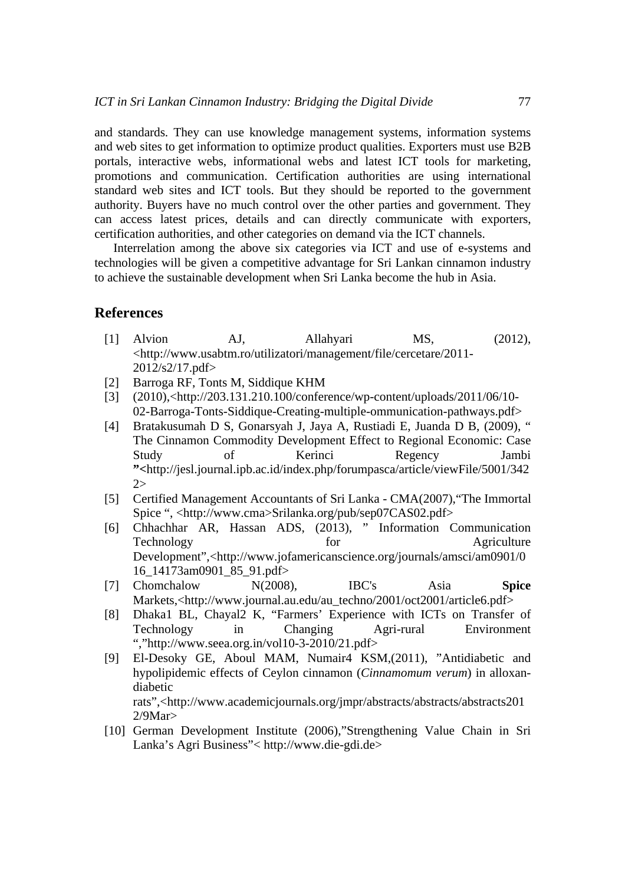and standards. They can use knowledge management systems, information systems and web sites to get information to optimize product qualities. Exporters must use B2B portals, interactive webs, informational webs and latest ICT tools for marketing, promotions and communication. Certification authorities are using international standard web sites and ICT tools. But they should be reported to the government authority. Buyers have no much control over the other parties and government. They can access latest prices, details and can directly communicate with exporters, certification authorities, and other categories on demand via the ICT channels.

Interrelation among the above six categories via ICT and use of e-systems and technologies will be given a competitive advantage for Sri Lankan cinnamon industry to achieve the sustainable development when Sri Lanka become the hub in Asia.

## References

[1] Alvion AJ, Allahyari MS, (2012), <http://www.usabtm.ro/utilizatori/management/file/cercetare/2011-2012/s2/17.pdf>

[2] Barroga RF, Tonts M, Siddique KHM

[3] (2010),<http://203.131.210.100/conference/wp-content/uploads/2011/06/10-02-Barroga-Tonts-Siddique-Creating-multiple-ommunication-pathways.pdf>

[4] Bratakusumah D S, Gonarsyah J, Jaya A, Rustiadi E, Juanda D B, (2009), " The Cinnamon Commodity Development Effect to Regional Economic: Case Study of Kerinci Regency Jambi **"**<http://jesl.journal.ipb.ac.id/index.php/forumpasca/article/viewFile/5001/3422>

[5] Certified Management Accountants of Sri Lanka - CMA(2007),"The Immortal Spice ", <http://www.cma>Srilanka.org/pub/sep07CAS02.pdf>

[6] Chhachhar AR, Hassan ADS, (2013), " Information Communication Technology for Agriculture Development",<http://www.jofamericanscience.org/journals/amsci/am0901/016_14173am0901_85_91.pdf>

[7] Chomchalow N(2008), IBC's Asia **Spice** Markets,<http://www.journal.au.edu/au_techno/2001/oct2001/article6.pdf>

[8] Dhaka1 BL, Chayal2 K, "Farmers' Experience with ICTs on Transfer of Technology in Changing Agri-rural Environment ","http://www.seea.org.in/vol10-3-2010/21.pdf>

[9] El-Desoky GE, Aboul MAM, Numair4 KSM,(2011), "Antidiabetic and hypolipidemic effects of Ceylon cinnamon (*Cinnamomum verum*) in alloxan-diabetic rats",<http://www.academicjournals.org/jmpr/abstracts/abstracts/abstracts2012/9Mar>

[10] German Development Institute (2006),"Strengthening Value Chain in Sri Lanka's Agri Business"< http://www.die-gdi.de>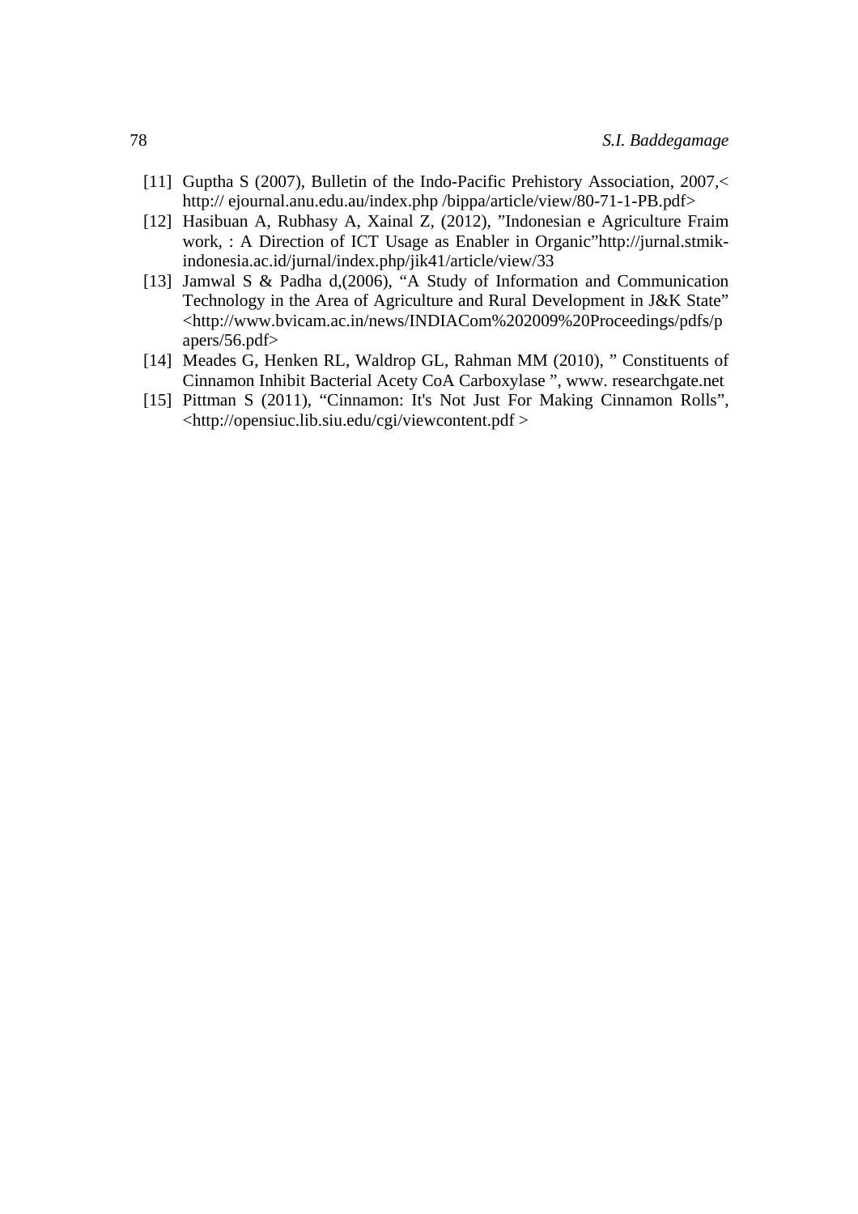[11] Guptha S (2007), Bulletin of the Indo-Pacific Prehistory Association, 2007,< http:// ejournal.anu.edu.au/index.php /bippa/article/view/80-71-1-PB.pdf>

[12] Hasibuan A, Rubhasy A, Xainal Z, (2012), "Indonesian e Agriculture Fraim work, : A Direction of ICT Usage as Enabler in Organic"http://jurnal.stmik-indonesia.ac.id/jurnal/index.php/jik41/article/view/33

[13] Jamwal S & Padha d,(2006), "A Study of Information and Communication Technology in the Area of Agriculture and Rural Development in J&K State" <http://www.bvicam.ac.in/news/INDIACom%202009%20Proceedings/pdfs/papers/56.pdf>

[14] Meades G, Henken RL, Waldrop GL, Rahman MM (2010), " Constituents of Cinnamon Inhibit Bacterial Acety CoA Carboxylase ", www. researchgate.net

[15] Pittman S (2011), "Cinnamon: It's Not Just For Making Cinnamon Rolls", <http://opensiuc.lib.siu.edu/cgi/viewcontent.pdf >